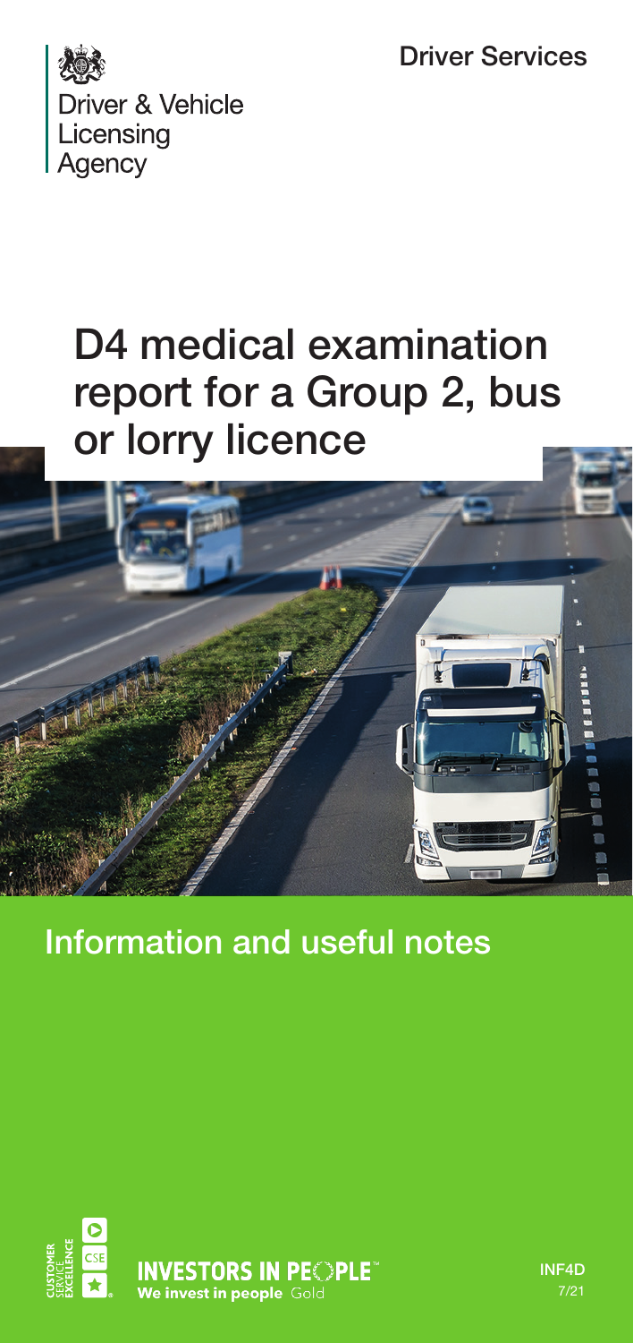Driver Services

Driver & Vehicle Licensing Agency

# D4 medical examination report for a Group 2, bus or lorry licence

## Information and useful notes

INVESTORS IN PEOPLE™ We invest in people Gold

INF4D
7/21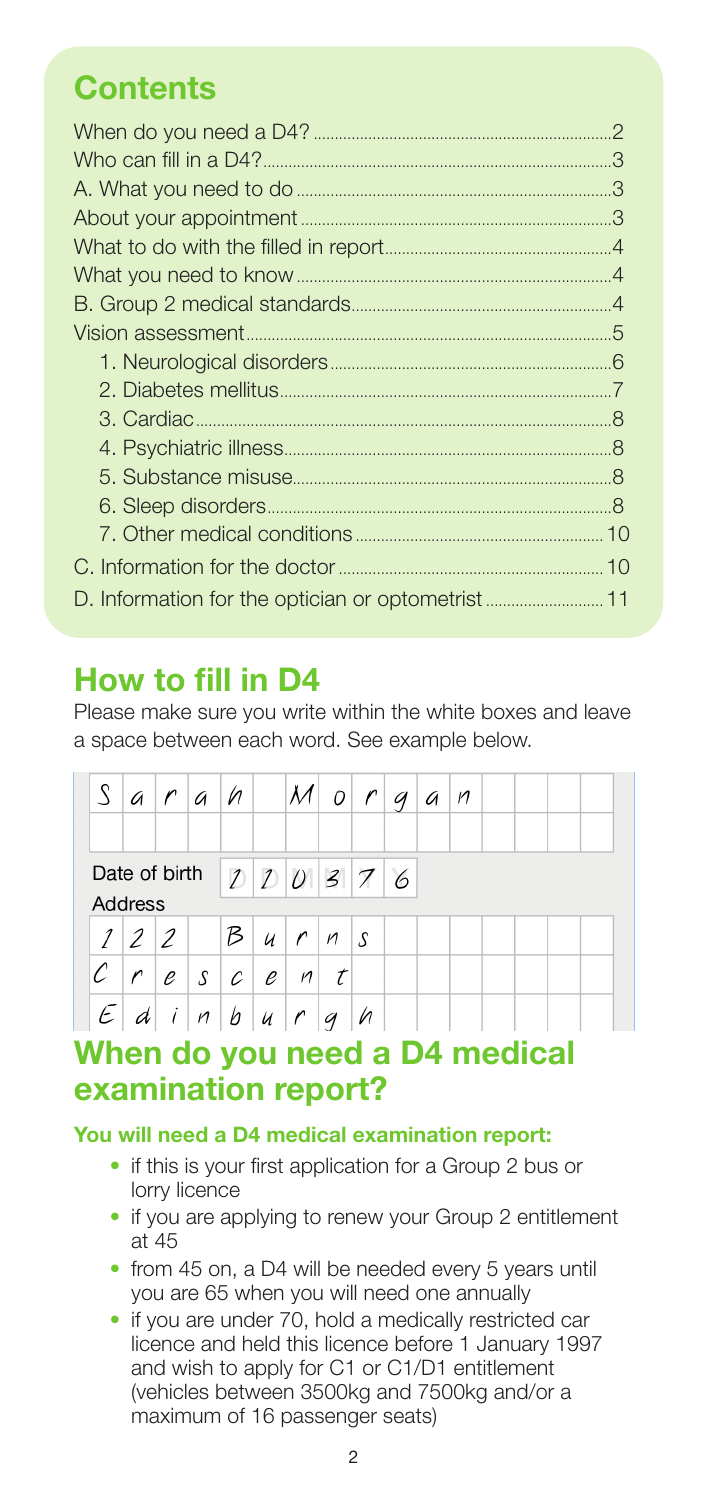## Contents

- When do you need a D4? ... 2
- Who can fill in a D4? ... 3
- A. What you need to do ... 3
- About your appointment ... 3
- What to do with the filled in report ... 4
- What you need to know ... 4
- B. Group 2 medical standards ... 4
- Vision assessment ... 5
  - 1. Neurological disorders ... 6
  - 2. Diabetes mellitus ... 7
  - 3. Cardiac ... 8
  - 4. Psychiatric illness ... 8
  - 5. Substance misuse ... 8
  - 6. Sleep disorders ... 8
  - 7. Other medical conditions ... 10
- C. Information for the doctor ... 10
- D. Information for the optician or optometrist ... 11

## How to fill in D4

Please make sure you write within the white boxes and leave a space between each word. See example below.

Sarah Morgan

Date of birth 110376

Address

12 Burns

Crescent

Edinburgh

## When do you need a D4 medical examination report?

**You will need a D4 medical examination report:**

- if this is your first application for a Group 2 bus or lorry licence
- if you are applying to renew your Group 2 entitlement at 45
- from 45 on, a D4 will be needed every 5 years until you are 65 when you will need one annually
- if you are under 70, hold a medically restricted car licence and held this licence before 1 January 1997 and wish to apply for C1 or C1/D1 entitlement (vehicles between 3500kg and 7500kg and/or a maximum of 16 passenger seats)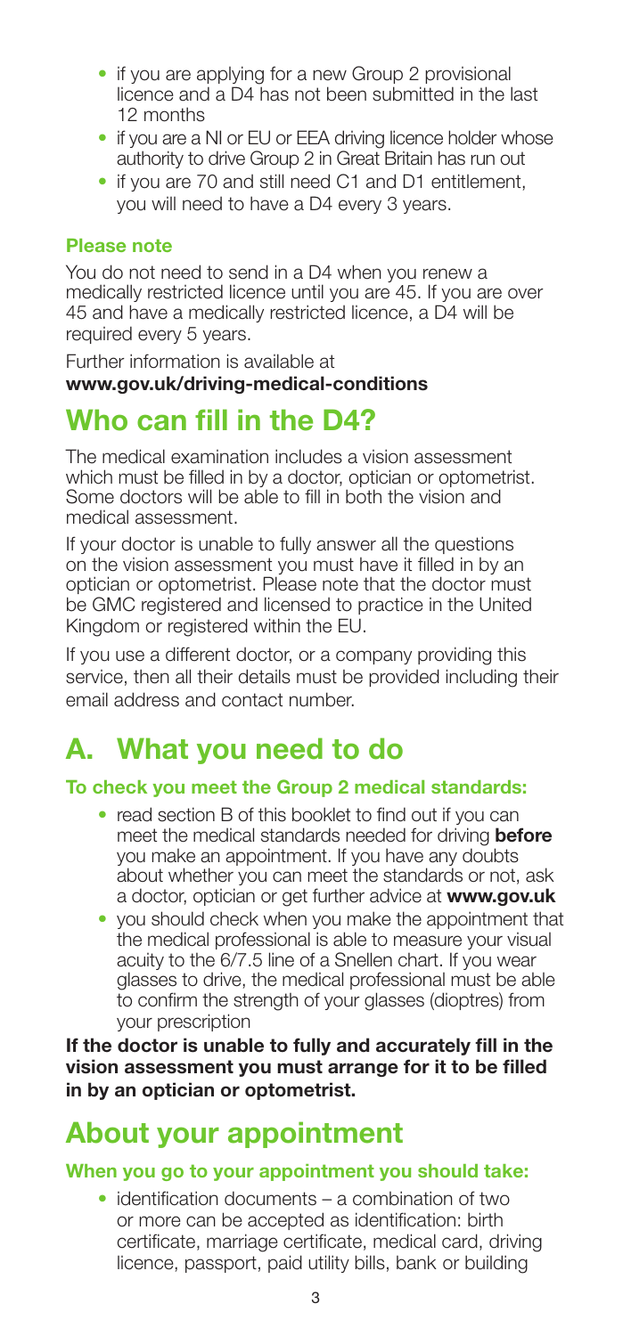- if you are applying for a new Group 2 provisional licence and a D4 has not been submitted in the last 12 months
- if you are a NI or EU or EEA driving licence holder whose authority to drive Group 2 in Great Britain has run out
- if you are 70 and still need C1 and D1 entitlement, you will need to have a D4 every 3 years.

### Please note

You do not need to send in a D4 when you renew a medically restricted licence until you are 45. If you are over 45 and have a medically restricted licence, a D4 will be required every 5 years.

Further information is available at
**www.gov.uk/driving-medical-conditions**

## Who can fill in the D4?

The medical examination includes a vision assessment which must be filled in by a doctor, optician or optometrist. Some doctors will be able to fill in both the vision and medical assessment.

If your doctor is unable to fully answer all the questions on the vision assessment you must have it filled in by an optician or optometrist. Please note that the doctor must be GMC registered and licensed to practice in the United Kingdom or registered within the EU.

If you use a different doctor, or a company providing this service, then all their details must be provided including their email address and contact number.

## A. What you need to do

### To check you meet the Group 2 medical standards:

- read section B of this booklet to find out if you can meet the medical standards needed for driving **before** you make an appointment. If you have any doubts about whether you can meet the standards or not, ask a doctor, optician or get further advice at **www.gov.uk**
- you should check when you make the appointment that the medical professional is able to measure your visual acuity to the 6/7.5 line of a Snellen chart. If you wear glasses to drive, the medical professional must be able to confirm the strength of your glasses (dioptres) from your prescription

**If the doctor is unable to fully and accurately fill in the vision assessment you must arrange for it to be filled in by an optician or optometrist.**

## About your appointment

### When you go to your appointment you should take:

- identification documents – a combination of two or more can be accepted as identification: birth certificate, marriage certificate, medical card, driving licence, passport, paid utility bills, bank or building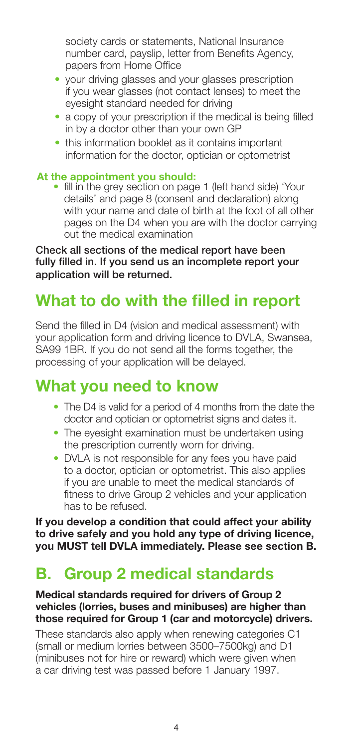society cards or statements, National Insurance number card, payslip, letter from Benefits Agency, papers from Home Office

- your driving glasses and your glasses prescription if you wear glasses (not contact lenses) to meet the eyesight standard needed for driving
- a copy of your prescription if the medical is being filled in by a doctor other than your own GP
- this information booklet as it contains important information for the doctor, optician or optometrist

**At the appointment you should:**

- fill in the grey section on page 1 (left hand side) 'Your details' and page 8 (consent and declaration) along with your name and date of birth at the foot of all other pages on the D4 when you are with the doctor carrying out the medical examination

**Check all sections of the medical report have been fully filled in. If you send us an incomplete report your application will be returned.**

## What to do with the filled in report

Send the filled in D4 (vision and medical assessment) with your application form and driving licence to DVLA, Swansea, SA99 1BR. If you do not send all the forms together, the processing of your application will be delayed.

## What you need to know

- The D4 is valid for a period of 4 months from the date the doctor and optician or optometrist signs and dates it.
- The eyesight examination must be undertaken using the prescription currently worn for driving.
- DVLA is not responsible for any fees you have paid to a doctor, optician or optometrist. This also applies if you are unable to meet the medical standards of fitness to drive Group 2 vehicles and your application has to be refused.

**If you develop a condition that could affect your ability to drive safely and you hold any type of driving licence, you MUST tell DVLA immediately. Please see section B.**

## B. Group 2 medical standards

**Medical standards required for drivers of Group 2 vehicles (lorries, buses and minibuses) are higher than those required for Group 1 (car and motorcycle) drivers.**

These standards also apply when renewing categories C1 (small or medium lorries between 3500–7500kg) and D1 (minibuses not for hire or reward) which were given when a car driving test was passed before 1 January 1997.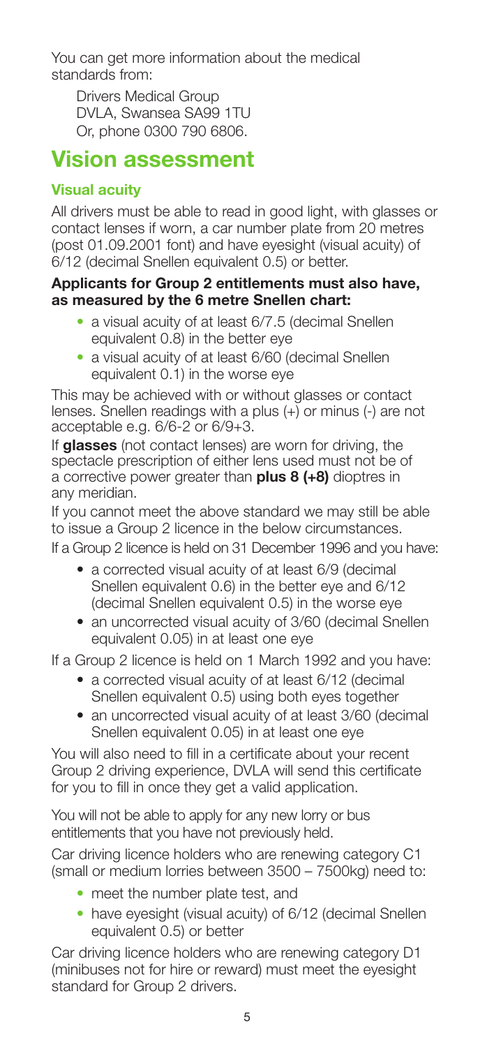You can get more information about the medical standards from:

Drivers Medical Group
DVLA, Swansea SA99 1TU
Or, phone 0300 790 6806.

# Vision assessment

### Visual acuity

All drivers must be able to read in good light, with glasses or contact lenses if worn, a car number plate from 20 metres (post 01.09.2001 font) and have eyesight (visual acuity) of 6/12 (decimal Snellen equivalent 0.5) or better.

**Applicants for Group 2 entitlements must also have, as measured by the 6 metre Snellen chart:**

- a visual acuity of at least 6/7.5 (decimal Snellen equivalent 0.8) in the better eye
- a visual acuity of at least 6/60 (decimal Snellen equivalent 0.1) in the worse eye

This may be achieved with or without glasses or contact lenses. Snellen readings with a plus (+) or minus (-) are not acceptable e.g. 6/6-2 or 6/9+3.

If **glasses** (not contact lenses) are worn for driving, the spectacle prescription of either lens used must not be of a corrective power greater than **plus 8 (+8)** dioptres in any meridian.

If you cannot meet the above standard we may still be able to issue a Group 2 licence in the below circumstances.

If a Group 2 licence is held on 31 December 1996 and you have:

- a corrected visual acuity of at least 6/9 (decimal Snellen equivalent 0.6) in the better eye and 6/12 (decimal Snellen equivalent 0.5) in the worse eye
- an uncorrected visual acuity of 3/60 (decimal Snellen equivalent 0.05) in at least one eye

If a Group 2 licence is held on 1 March 1992 and you have:

- a corrected visual acuity of at least 6/12 (decimal Snellen equivalent 0.5) using both eyes together
- an uncorrected visual acuity of at least 3/60 (decimal Snellen equivalent 0.05) in at least one eye

You will also need to fill in a certificate about your recent Group 2 driving experience, DVLA will send this certificate for you to fill in once they get a valid application.

You will not be able to apply for any new lorry or bus entitlements that you have not previously held.

Car driving licence holders who are renewing category C1 (small or medium lorries between 3500 – 7500kg) need to:

- meet the number plate test, and
- have eyesight (visual acuity) of 6/12 (decimal Snellen equivalent 0.5) or better

Car driving licence holders who are renewing category D1 (minibuses not for hire or reward) must meet the eyesight standard for Group 2 drivers.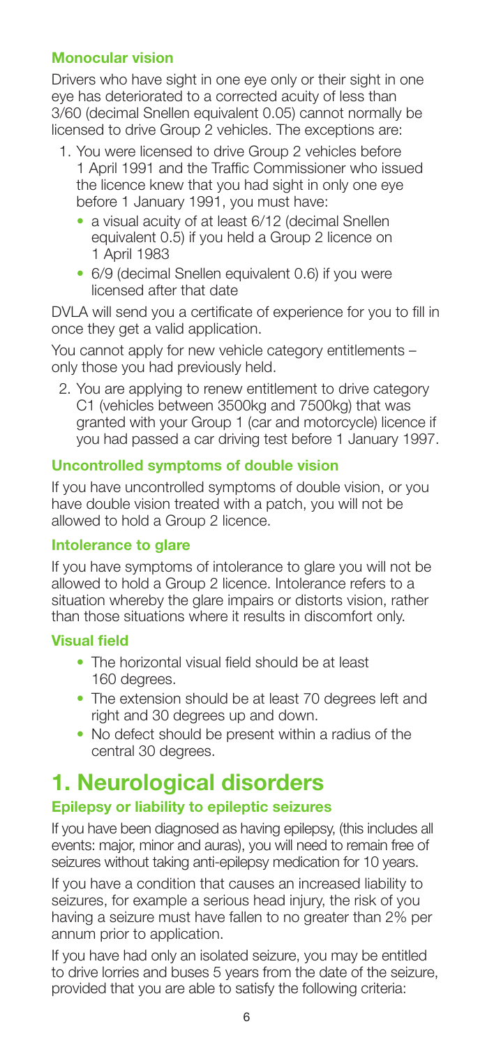### Monocular vision

Drivers who have sight in one eye only or their sight in one eye has deteriorated to a corrected acuity of less than 3/60 (decimal Snellen equivalent 0.05) cannot normally be licensed to drive Group 2 vehicles. The exceptions are:

1. You were licensed to drive Group 2 vehicles before 1 April 1991 and the Traffic Commissioner who issued the licence knew that you had sight in only one eye before 1 January 1991, you must have:
   - a visual acuity of at least 6/12 (decimal Snellen equivalent 0.5) if you held a Group 2 licence on 1 April 1983
   - 6/9 (decimal Snellen equivalent 0.6) if you were licensed after that date

DVLA will send you a certificate of experience for you to fill in once they get a valid application.

You cannot apply for new vehicle category entitlements – only those you had previously held.

2. You are applying to renew entitlement to drive category C1 (vehicles between 3500kg and 7500kg) that was granted with your Group 1 (car and motorcycle) licence if you had passed a car driving test before 1 January 1997.

### Uncontrolled symptoms of double vision

If you have uncontrolled symptoms of double vision, or you have double vision treated with a patch, you will not be allowed to hold a Group 2 licence.

### Intolerance to glare

If you have symptoms of intolerance to glare you will not be allowed to hold a Group 2 licence. Intolerance refers to a situation whereby the glare impairs or distorts vision, rather than those situations where it results in discomfort only.

### Visual field

- The horizontal visual field should be at least 160 degrees.
- The extension should be at least 70 degrees left and right and 30 degrees up and down.
- No defect should be present within a radius of the central 30 degrees.

# 1. Neurological disorders

### Epilepsy or liability to epileptic seizures

If you have been diagnosed as having epilepsy, (this includes all events: major, minor and auras), you will need to remain free of seizures without taking anti-epilepsy medication for 10 years.

If you have a condition that causes an increased liability to seizures, for example a serious head injury, the risk of you having a seizure must have fallen to no greater than 2% per annum prior to application.

If you have had only an isolated seizure, you may be entitled to drive lorries and buses 5 years from the date of the seizure, provided that you are able to satisfy the following criteria: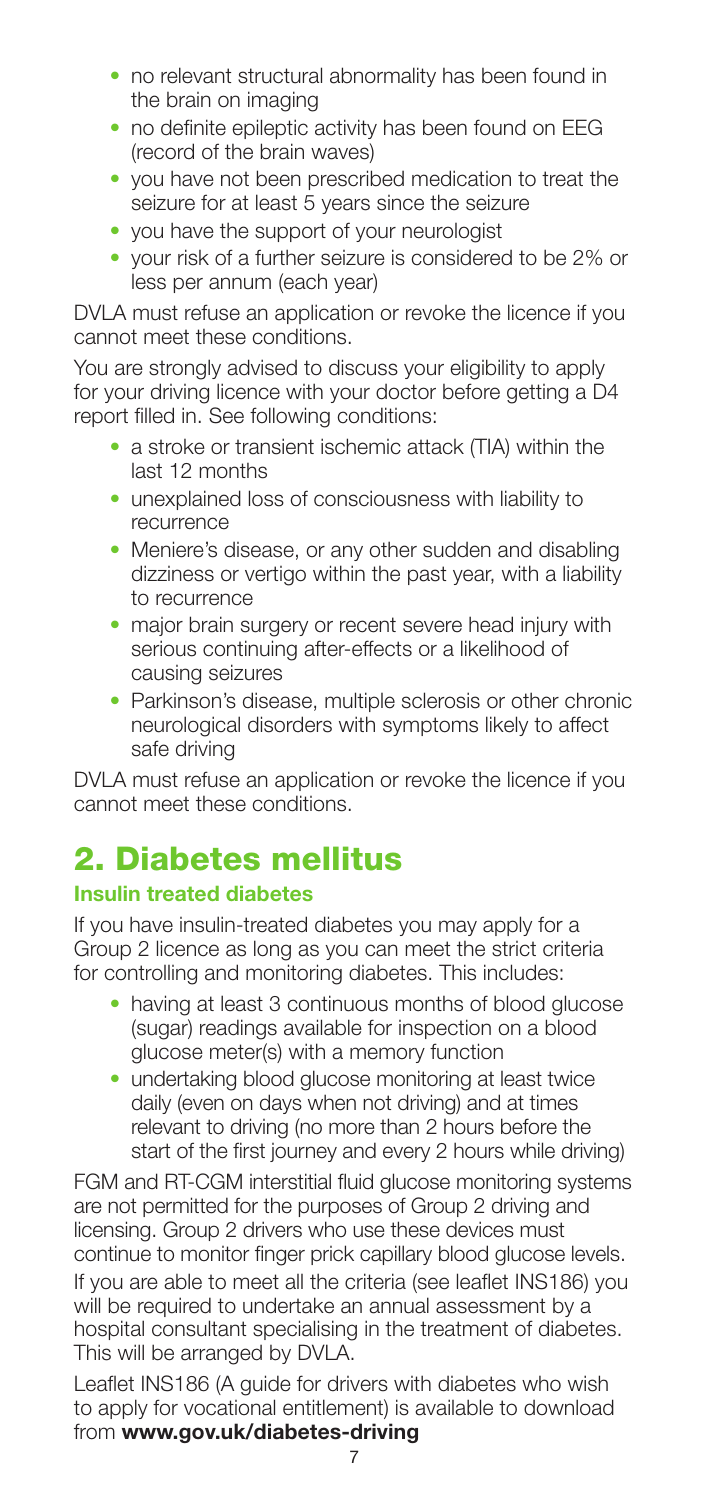- no relevant structural abnormality has been found in the brain on imaging
- no definite epileptic activity has been found on EEG (record of the brain waves)
- you have not been prescribed medication to treat the seizure for at least 5 years since the seizure
- you have the support of your neurologist
- your risk of a further seizure is considered to be 2% or less per annum (each year)

DVLA must refuse an application or revoke the licence if you cannot meet these conditions.

You are strongly advised to discuss your eligibility to apply for your driving licence with your doctor before getting a D4 report filled in. See following conditions:

- a stroke or transient ischemic attack (TIA) within the last 12 months
- unexplained loss of consciousness with liability to recurrence
- Meniere's disease, or any other sudden and disabling dizziness or vertigo within the past year, with a liability to recurrence
- major brain surgery or recent severe head injury with serious continuing after-effects or a likelihood of causing seizures
- Parkinson's disease, multiple sclerosis or other chronic neurological disorders with symptoms likely to affect safe driving

DVLA must refuse an application or revoke the licence if you cannot meet these conditions.

## 2. Diabetes mellitus

### Insulin treated diabetes

If you have insulin-treated diabetes you may apply for a Group 2 licence as long as you can meet the strict criteria for controlling and monitoring diabetes. This includes:

- having at least 3 continuous months of blood glucose (sugar) readings available for inspection on a blood glucose meter(s) with a memory function
- undertaking blood glucose monitoring at least twice daily (even on days when not driving) and at times relevant to driving (no more than 2 hours before the start of the first journey and every 2 hours while driving)

FGM and RT-CGM interstitial fluid glucose monitoring systems are not permitted for the purposes of Group 2 driving and licensing. Group 2 drivers who use these devices must continue to monitor finger prick capillary blood glucose levels.

If you are able to meet all the criteria (see leaflet INS186) you will be required to undertake an annual assessment by a hospital consultant specialising in the treatment of diabetes. This will be arranged by DVLA.

Leaflet INS186 (A guide for drivers with diabetes who wish to apply for vocational entitlement) is available to download from **www.gov.uk/diabetes-driving**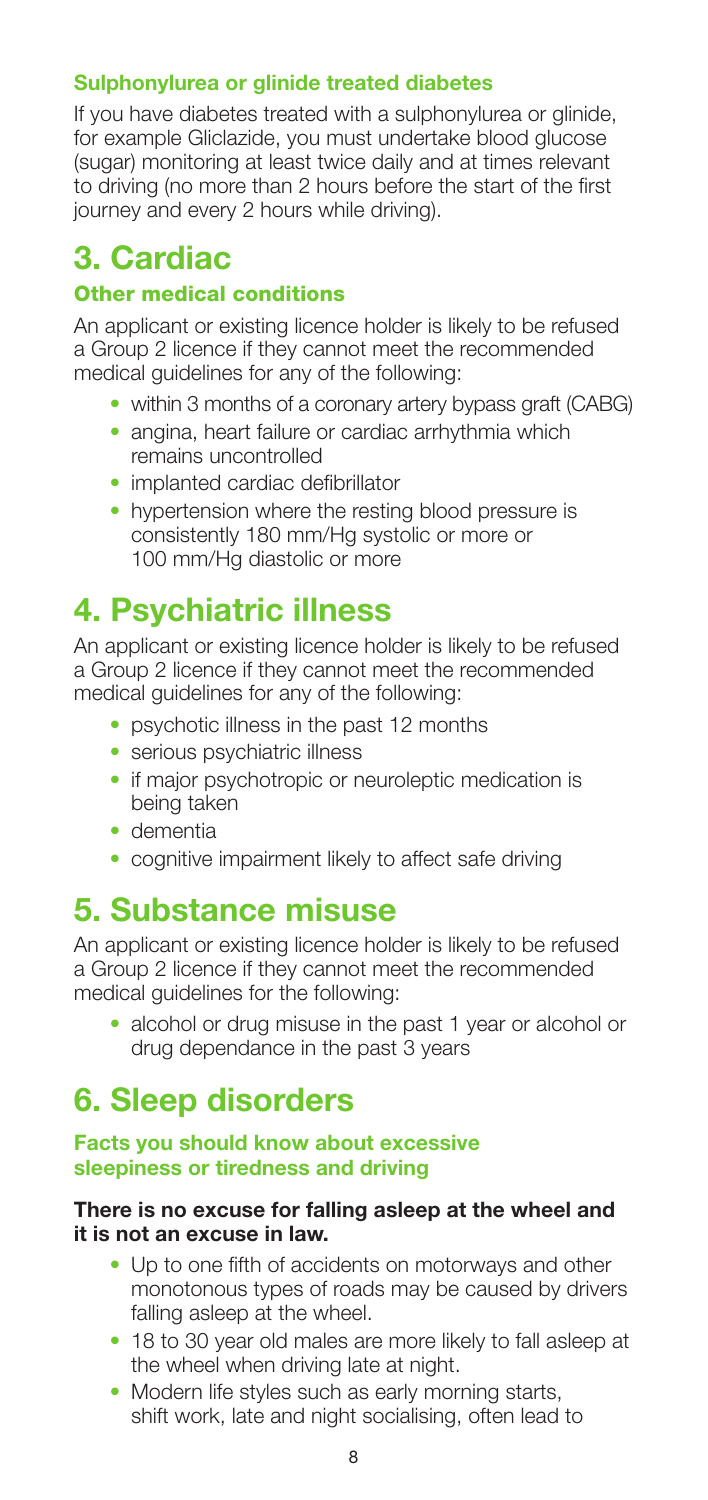### Sulphonylurea or glinide treated diabetes

If you have diabetes treated with a sulphonylurea or glinide, for example Gliclazide, you must undertake blood glucose (sugar) monitoring at least twice daily and at times relevant to driving (no more than 2 hours before the start of the first journey and every 2 hours while driving).

# 3. Cardiac

### Other medical conditions

An applicant or existing licence holder is likely to be refused a Group 2 licence if they cannot meet the recommended medical guidelines for any of the following:

- within 3 months of a coronary artery bypass graft (CABG)
- angina, heart failure or cardiac arrhythmia which remains uncontrolled
- implanted cardiac defibrillator
- hypertension where the resting blood pressure is consistently 180 mm/Hg systolic or more or 100 mm/Hg diastolic or more

# 4. Psychiatric illness

An applicant or existing licence holder is likely to be refused a Group 2 licence if they cannot meet the recommended medical guidelines for any of the following:

- psychotic illness in the past 12 months
- serious psychiatric illness
- if major psychotropic or neuroleptic medication is being taken
- dementia
- cognitive impairment likely to affect safe driving

# 5. Substance misuse

An applicant or existing licence holder is likely to be refused a Group 2 licence if they cannot meet the recommended medical guidelines for the following:

- alcohol or drug misuse in the past 1 year or alcohol or drug dependance in the past 3 years

# 6. Sleep disorders

### Facts you should know about excessive sleepiness or tiredness and driving

**There is no excuse for falling asleep at the wheel and it is not an excuse in law.**

- Up to one fifth of accidents on motorways and other monotonous types of roads may be caused by drivers falling asleep at the wheel.
- 18 to 30 year old males are more likely to fall asleep at the wheel when driving late at night.
- Modern life styles such as early morning starts, shift work, late and night socialising, often lead to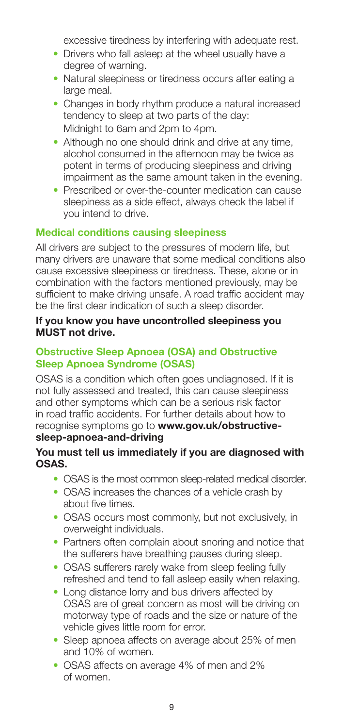excessive tiredness by interfering with adequate rest.

- Drivers who fall asleep at the wheel usually have a degree of warning.
- Natural sleepiness or tiredness occurs after eating a large meal.
- Changes in body rhythm produce a natural increased tendency to sleep at two parts of the day: Midnight to 6am and 2pm to 4pm.
- Although no one should drink and drive at any time, alcohol consumed in the afternoon may be twice as potent in terms of producing sleepiness and driving impairment as the same amount taken in the evening.
- Prescribed or over-the-counter medication can cause sleepiness as a side effect, always check the label if you intend to drive.

### Medical conditions causing sleepiness

All drivers are subject to the pressures of modern life, but many drivers are unaware that some medical conditions also cause excessive sleepiness or tiredness. These, alone or in combination with the factors mentioned previously, may be sufficient to make driving unsafe. A road traffic accident may be the first clear indication of such a sleep disorder.

**If you know you have uncontrolled sleepiness you MUST not drive.**

### Obstructive Sleep Apnoea (OSA) and Obstructive Sleep Apnoea Syndrome (OSAS)

OSAS is a condition which often goes undiagnosed. If it is not fully assessed and treated, this can cause sleepiness and other symptoms which can be a serious risk factor in road traffic accidents. For further details about how to recognise symptoms go to **www.gov.uk/obstructive-sleep-apnoea-and-driving**

**You must tell us immediately if you are diagnosed with OSAS.**

- OSAS is the most common sleep-related medical disorder.
- OSAS increases the chances of a vehicle crash by about five times.
- OSAS occurs most commonly, but not exclusively, in overweight individuals.
- Partners often complain about snoring and notice that the sufferers have breathing pauses during sleep.
- OSAS sufferers rarely wake from sleep feeling fully refreshed and tend to fall asleep easily when relaxing.
- Long distance lorry and bus drivers affected by OSAS are of great concern as most will be driving on motorway type of roads and the size or nature of the vehicle gives little room for error.
- Sleep apnoea affects on average about 25% of men and 10% of women.
- OSAS affects on average 4% of men and 2% of women.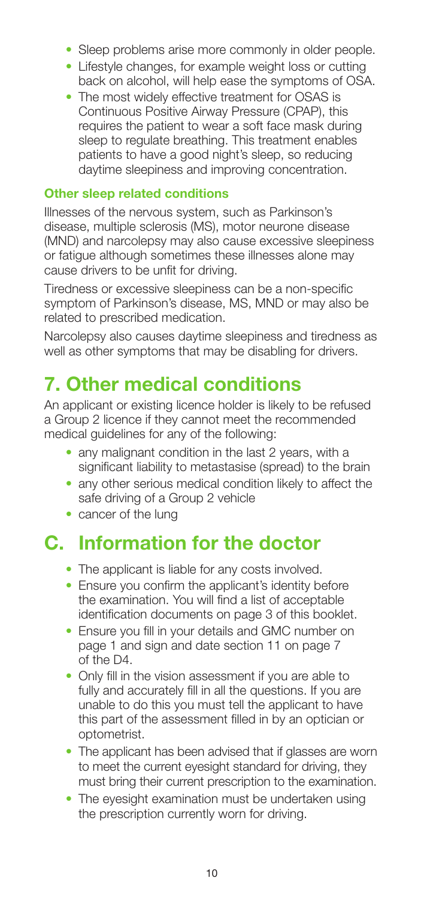- Sleep problems arise more commonly in older people.
- Lifestyle changes, for example weight loss or cutting back on alcohol, will help ease the symptoms of OSA.
- The most widely effective treatment for OSAS is Continuous Positive Airway Pressure (CPAP), this requires the patient to wear a soft face mask during sleep to regulate breathing. This treatment enables patients to have a good night's sleep, so reducing daytime sleepiness and improving concentration.

### Other sleep related conditions

Illnesses of the nervous system, such as Parkinson's disease, multiple sclerosis (MS), motor neurone disease (MND) and narcolepsy may also cause excessive sleepiness or fatigue although sometimes these illnesses alone may cause drivers to be unfit for driving.

Tiredness or excessive sleepiness can be a non-specific symptom of Parkinson's disease, MS, MND or may also be related to prescribed medication.

Narcolepsy also causes daytime sleepiness and tiredness as well as other symptoms that may be disabling for drivers.

## 7. Other medical conditions

An applicant or existing licence holder is likely to be refused a Group 2 licence if they cannot meet the recommended medical guidelines for any of the following:

- any malignant condition in the last 2 years, with a significant liability to metastasise (spread) to the brain
- any other serious medical condition likely to affect the safe driving of a Group 2 vehicle
- cancer of the lung

# C. Information for the doctor

- The applicant is liable for any costs involved.
- Ensure you confirm the applicant's identity before the examination. You will find a list of acceptable identification documents on page 3 of this booklet.
- Ensure you fill in your details and GMC number on page 1 and sign and date section 11 on page 7 of the D4.
- Only fill in the vision assessment if you are able to fully and accurately fill in all the questions. If you are unable to do this you must tell the applicant to have this part of the assessment filled in by an optician or optometrist.
- The applicant has been advised that if glasses are worn to meet the current eyesight standard for driving, they must bring their current prescription to the examination.
- The eyesight examination must be undertaken using the prescription currently worn for driving.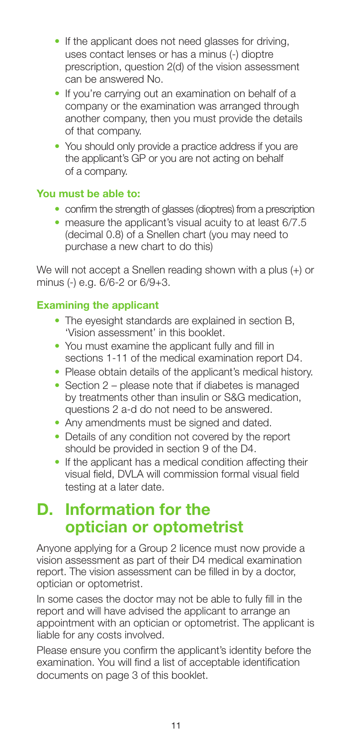- If the applicant does not need glasses for driving, uses contact lenses or has a minus (-) dioptre prescription, question 2(d) of the vision assessment can be answered No.
- If you're carrying out an examination on behalf of a company or the examination was arranged through another company, then you must provide the details of that company.
- You should only provide a practice address if you are the applicant's GP or you are not acting on behalf of a company.

**You must be able to:**

- confirm the strength of glasses (dioptres) from a prescription
- measure the applicant's visual acuity to at least 6/7.5 (decimal 0.8) of a Snellen chart (you may need to purchase a new chart to do this)

We will not accept a Snellen reading shown with a plus (+) or minus (-) e.g. 6/6-2 or 6/9+3.

**Examining the applicant**

- The eyesight standards are explained in section B, 'Vision assessment' in this booklet.
- You must examine the applicant fully and fill in sections 1-11 of the medical examination report D4.
- Please obtain details of the applicant's medical history.
- Section 2 – please note that if diabetes is managed by treatments other than insulin or S&G medication, questions 2 a-d do not need to be answered.
- Any amendments must be signed and dated.
- Details of any condition not covered by the report should be provided in section 9 of the D4.
- If the applicant has a medical condition affecting their visual field, DVLA will commission formal visual field testing at a later date.

# D. Information for the optician or optometrist

Anyone applying for a Group 2 licence must now provide a vision assessment as part of their D4 medical examination report. The vision assessment can be filled in by a doctor, optician or optometrist.

In some cases the doctor may not be able to fully fill in the report and will have advised the applicant to arrange an appointment with an optician or optometrist. The applicant is liable for any costs involved.

Please ensure you confirm the applicant's identity before the examination. You will find a list of acceptable identification documents on page 3 of this booklet.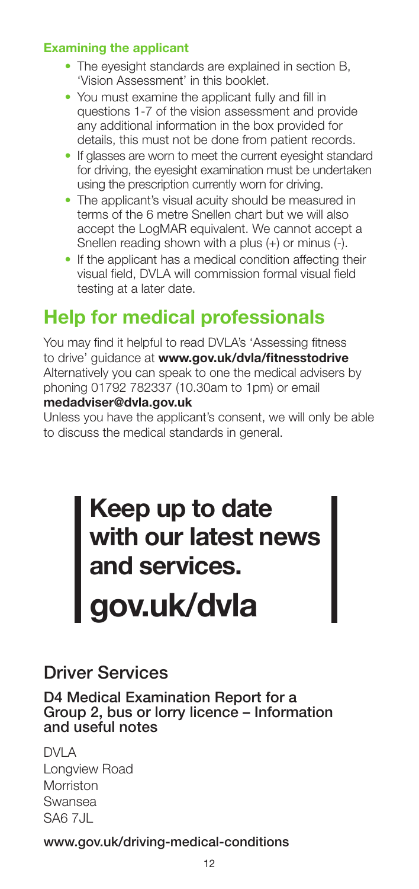#### Examining the applicant

- The eyesight standards are explained in section B, 'Vision Assessment' in this booklet.
- You must examine the applicant fully and fill in questions 1-7 of the vision assessment and provide any additional information in the box provided for details, this must not be done from patient records.
- If glasses are worn to meet the current eyesight standard for driving, the eyesight examination must be undertaken using the prescription currently worn for driving.
- The applicant's visual acuity should be measured in terms of the 6 metre Snellen chart but we will also accept the LogMAR equivalent. We cannot accept a Snellen reading shown with a plus (+) or minus (-).
- If the applicant has a medical condition affecting their visual field, DVLA will commission formal visual field testing at a later date.

## Help for medical professionals

You may find it helpful to read DVLA's 'Assessing fitness to drive' guidance at **www.gov.uk/dvla/fitnesstodrive** Alternatively you can speak to one the medical advisers by phoning 01792 782337 (10.30am to 1pm) or email **medadviser@dvla.gov.uk**

Unless you have the applicant's consent, we will only be able to discuss the medical standards in general.

**Keep up to date with our latest news and services.**

**gov.uk/dvla**

## Driver Services

**D4 Medical Examination Report for a Group 2, bus or lorry licence – Information and useful notes**

DVLA
Longview Road
Morriston
Swansea
SA6 7JL

**www.gov.uk/driving-medical-conditions**